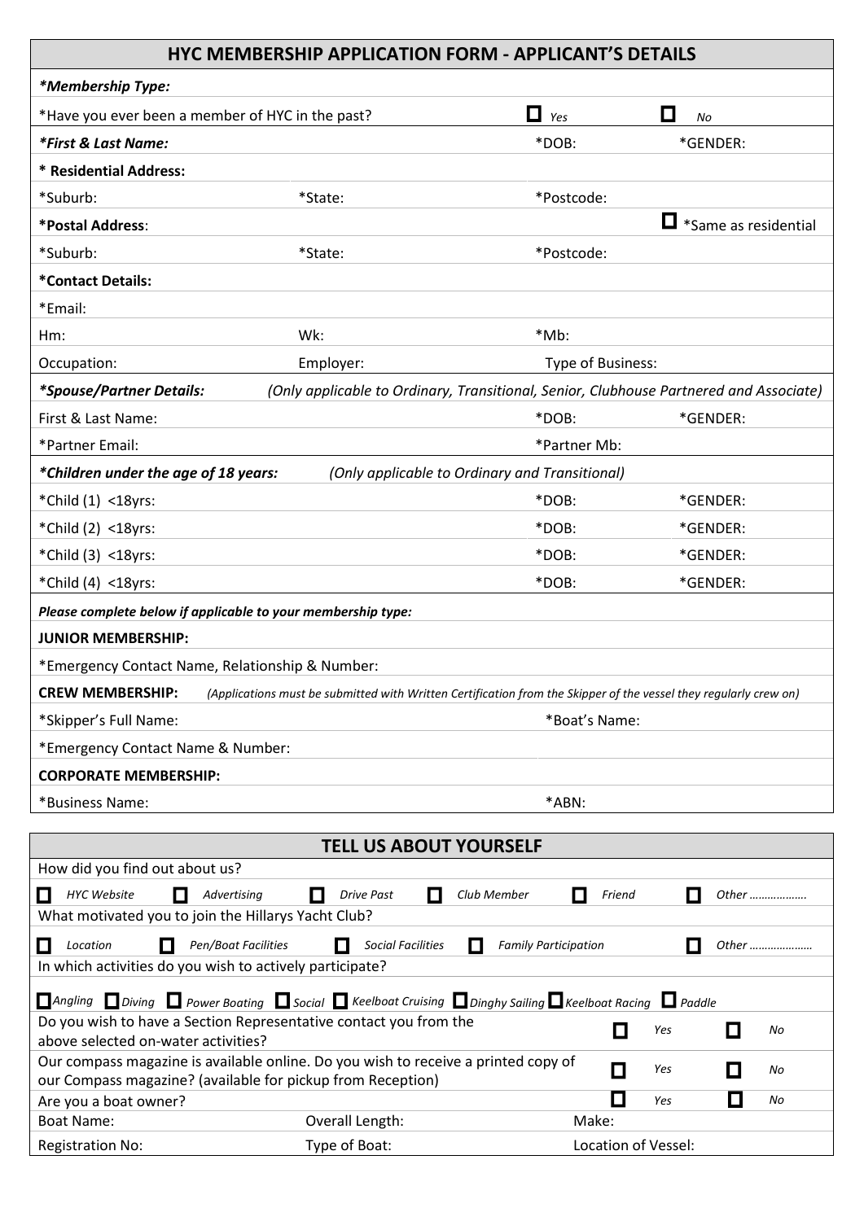## HYC MEMBERSHIP APPLICATION FORM - APPLICANT'S DETAILS

| | | | |
|---|---|---|---|
| ***Membership Type:** | | | |
| *Have you ever been a member of HYC in the past? | | ☐ *Yes* | ☐ *No* |
| ***First & Last Name:** | | *DOB: | *GENDER: |
| **\* Residential Address:** | | | |
| *Suburb: | *State: | *Postcode: | |
| ***Postal Address**: | | | ☐ *Same as residential |
| *Suburb: | *State: | *Postcode: | |
| ***Contact Details:** | | | |
| *Email: | | | |
| Hm: | Wk: | *Mb: | |
| Occupation: | Employer: | Type of Business: | |
| ***Spouse/Partner Details:** | *(Only applicable to Ordinary, Transitional, Senior, Clubhouse Partnered and Associate)* | | |
| First & Last Name: | | *DOB: | *GENDER: |
| *Partner Email: | | *Partner Mb: | |
| ***Children under the age of 18 years:** | *(Only applicable to Ordinary and Transitional)* | | |
| *Child (1) <18yrs: | | *DOB: | *GENDER: |
| *Child (2) <18yrs: | | *DOB: | *GENDER: |
| *Child (3) <18yrs: | | *DOB: | *GENDER: |
| *Child (4) <18yrs: | | *DOB: | *GENDER: |
| ***Please complete below if applicable to your membership type:*** | | | |
| **JUNIOR MEMBERSHIP:** | | | |
| *Emergency Contact Name, Relationship & Number: | | | |
| **CREW MEMBERSHIP:** | *(Applications must be submitted with Written Certification from the Skipper of the vessel they regularly crew on)* | | |
| *Skipper's Full Name: | | *Boat's Name: | |
| *Emergency Contact Name & Number: | | | |
| **CORPORATE MEMBERSHIP:** | | | |
| *Business Name: | | *ABN: | |

## TELL US ABOUT YOURSELF

How did you find out about us?

☐ *HYC Website* ☐ *Advertising* ☐ *Drive Past* ☐ *Club Member* ☐ *Friend* ☐ *Other ……………….*

What motivated you to join the Hillarys Yacht Club?

☐ *Location* ☐ *Pen/Boat Facilities* ☐ *Social Facilities* ☐ *Family Participation* ☐ *Other …………………*

In which activities do you wish to actively participate?

☐ *Angling* ☐ *Diving* ☐ *Power Boating* ☐ *Social* ☐ *Keelboat Cruising* ☐ *Dinghy Sailing* ☐ *Keelboat Racing* ☐ *Paddle*

| | | | |
|---|---|---|---|
| Do you wish to have a Section Representative contact you from the above selected on-water activities? | | ☐ *Yes* | ☐ *No* |
| Our compass magazine is available online. Do you wish to receive a printed copy of our Compass magazine? (available for pickup from Reception) | | ☐ *Yes* | ☐ *No* |
| Are you a boat owner? | | ☐ *Yes* | ☐ *No* |
| Boat Name: | Overall Length: | Make: | |
| Registration No: | Type of Boat: | Location of Vessel: | |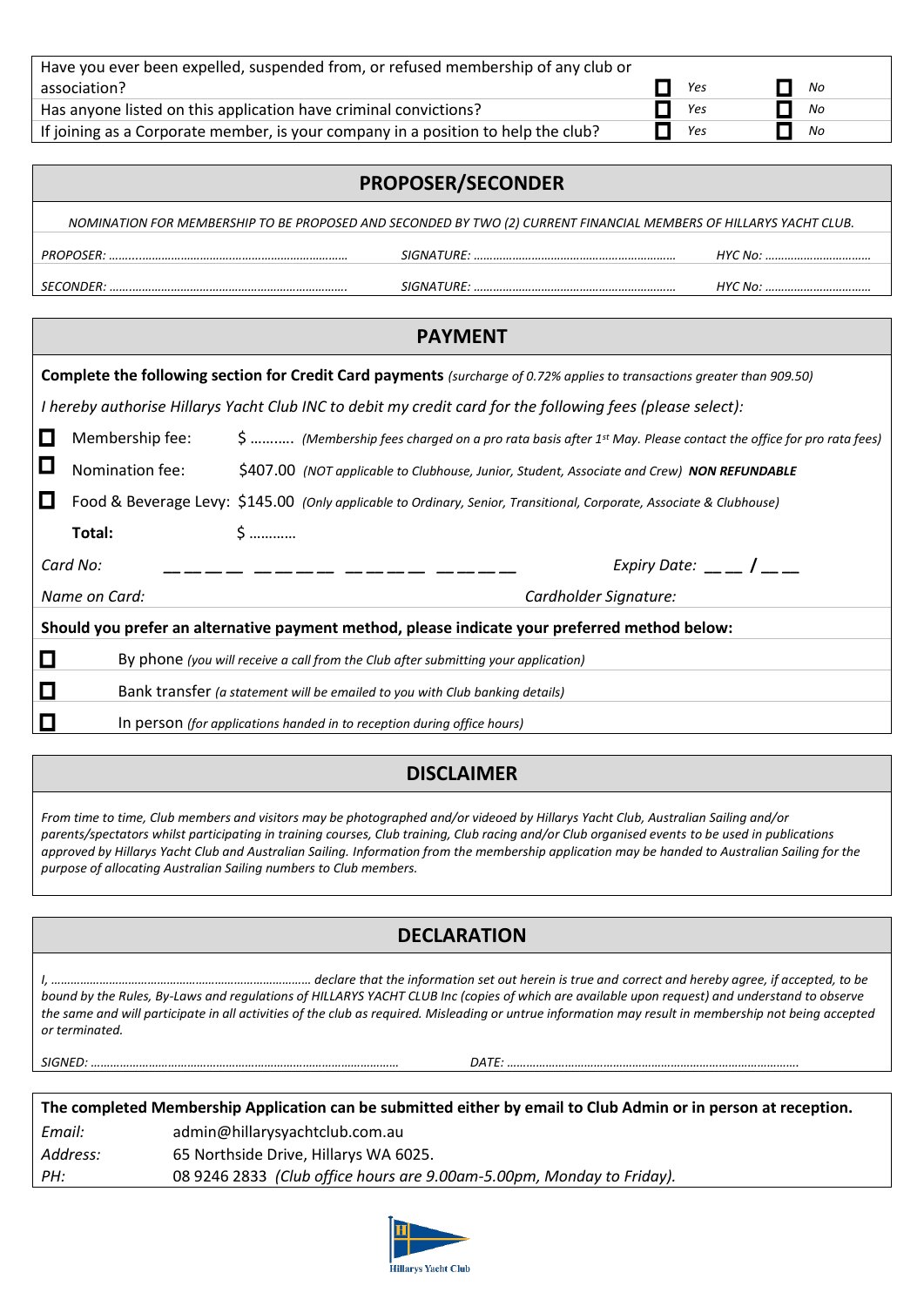| | | |
|---|---|---|
| Have you ever been expelled, suspended from, or refused membership of any club or association? | ☐ *Yes* | ☐ *No* |
| Has anyone listed on this application have criminal convictions? | ☐ *Yes* | ☐ *No* |
| If joining as a Corporate member, is your company in a position to help the club? | ☐ *Yes* | ☐ *No* |

## PROPOSER/SECONDER

*NOMINATION FOR MEMBERSHIP TO BE PROPOSED AND SECONDED BY TWO (2) CURRENT FINANCIAL MEMBERS OF HILLARYS YACHT CLUB.*

*PROPOSER: ……………………………………………………………* *SIGNATURE: ……………………………………………………* *HYC No: ……………………………*

*SECONDER: ……………………………………………………………* *SIGNATURE: ……………………………………………………* *HYC No: ……………………………*

## PAYMENT

**Complete the following section for Credit Card payments** *(surcharge of 0.72% applies to transactions greater than 909.50)*

*I hereby authorise Hillarys Yacht Club INC to debit my credit card for the following fees (please select):*

☐ Membership fee: $ ………. *(Membership fees charged on a pro rata basis after 1st May. Please contact the office for pro rata fees)*

☐ Nomination fee: $407.00 *(NOT applicable to Clubhouse, Junior, Student, Associate and Crew)* ***NON REFUNDABLE***

☐ Food & Beverage Levy: $145.00 *(Only applicable to Ordinary, Senior, Transitional, Corporate, Associate & Clubhouse)*

**Total:** $ ………..

*Card No:* ____ ____ ____ ____ *Expiry Date:* __ __ / __ __

*Name on Card:* *Cardholder Signature:*

**Should you prefer an alternative payment method, please indicate your preferred method below:**

☐ By phone *(you will receive a call from the Club after submitting your application)*

☐ Bank transfer *(a statement will be emailed to you with Club banking details)*

☐ In person *(for applications handed in to reception during office hours)*

## DISCLAIMER

*From time to time, Club members and visitors may be photographed and/or videoed by Hillarys Yacht Club, Australian Sailing and/or parents/spectators whilst participating in training courses, Club training, Club racing and/or Club organised events to be used in publications approved by Hillarys Yacht Club and Australian Sailing. Information from the membership application may be handed to Australian Sailing for the purpose of allocating Australian Sailing numbers to Club members.*

## DECLARATION

*I, …………………………………………………………………… declare that the information set out herein is true and correct and hereby agree, if accepted, to be bound by the Rules, By-Laws and regulations of HILLARYS YACHT CLUB Inc (copies of which are available upon request) and understand to observe the same and will participate in all activities of the club as required. Misleading or untrue information may result in membership not being accepted or terminated.*

*SIGNED: ……………………………………………………………………………………* *DATE: ……………………………………………………………………………….*

**The completed Membership Application can be submitted either by email to Club Admin or in person at reception.**

| | |
|---|---|
| *Email:* | admin@hillarysyachtclub.com.au |
| *Address:* | 65 Northside Drive, Hillarys WA 6025. |
| *PH:* | 08 9246 2833 *(Club office hours are 9.00am-5.00pm, Monday to Friday).* |

Hillarys Yacht Club